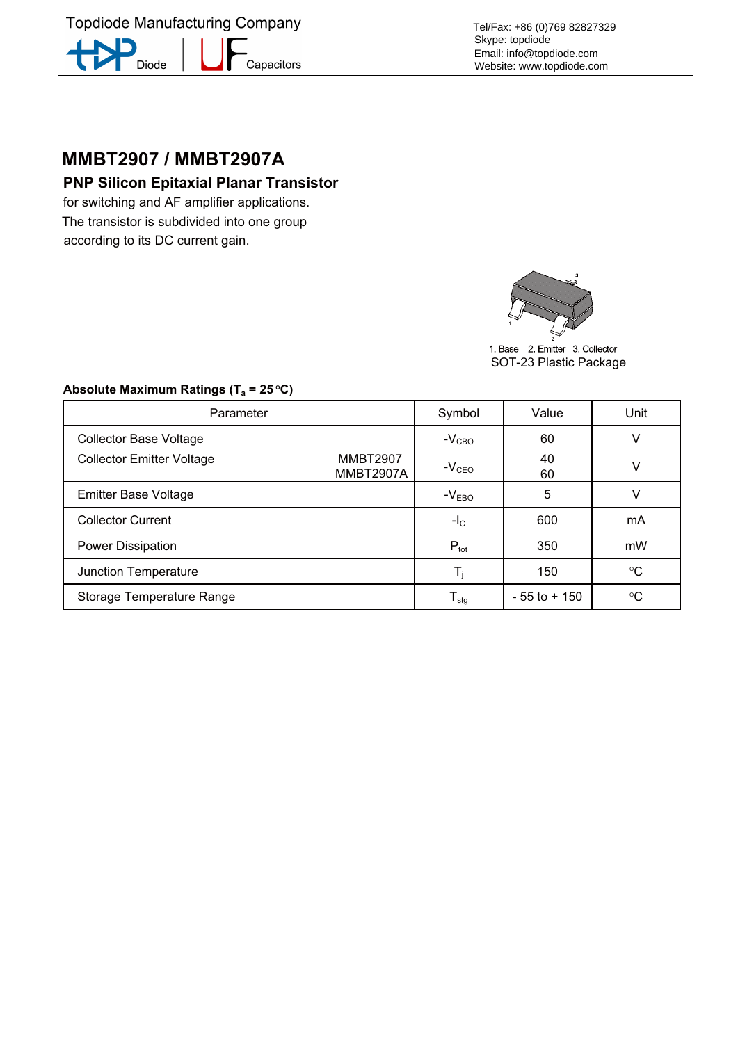Topdiode Manufacturing Company

Diode | Capacitors

Tel/Fax: +86 (0)769 82827329
Skype: topdiode
Email: info@topdiode.com
Website: www.topdiode.com

# MMBT2907 / MMBT2907A

## PNP Silicon Epitaxial Planar Transistor

for switching and AF amplifier applications.
The transistor is subdivided into one group according to its DC current gain.

1. Base 2. Emitter 3. Collector
SOT-23 Plastic Package

**Absolute Maximum Ratings ($T_a$ = 25 °C)**

| Parameter | | Symbol | Value | Unit |
|---|---|---|---|---|
| Collector Base Voltage | | $-V_{CBO}$ | 60 | V |
| Collector Emitter Voltage | MMBT2907<br>MMBT2907A | $-V_{CEO}$ | 40<br>60 | V |
| Emitter Base Voltage | | $-V_{EBO}$ | 5 | V |
| Collector Current | | $-I_C$ | 600 | mA |
| Power Dissipation | | $P_{tot}$ | 350 | mW |
| Junction Temperature | | $T_j$ | 150 | °C |
| Storage Temperature Range | | $T_{stg}$ | - 55 to + 150 | °C |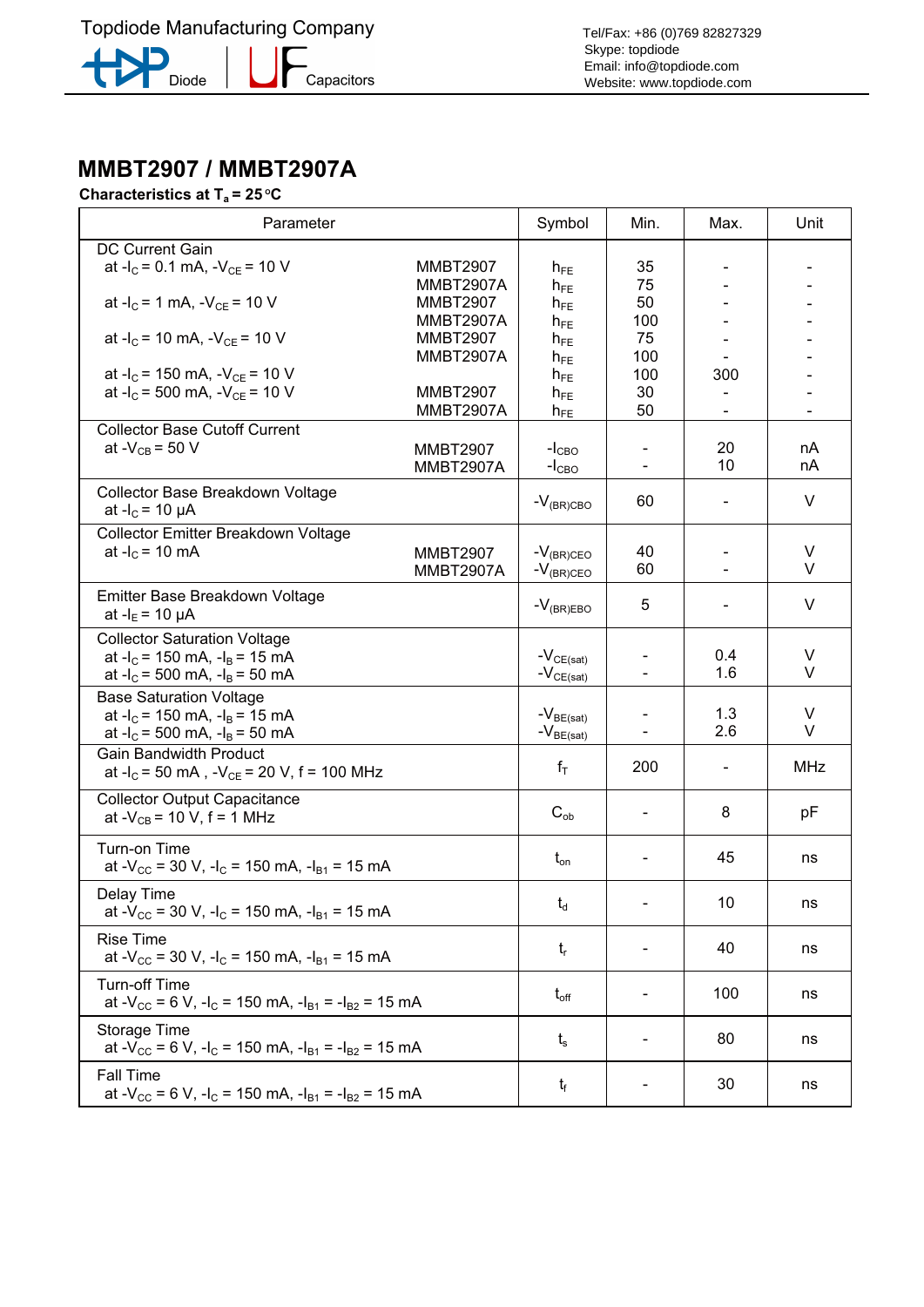# MMBT2907 / MMBT2907A

**Characteristics at $T_a = 25\,°C$**

| Parameter | | Symbol | Min. | Max. | Unit |
|---|---|---|---|---|---|
| DC Current Gain | | | | | |
| at $-I_C = 0.1$ mA, $-V_{CE} = 10$ V | MMBT2907 | $h_{FE}$ | 35 | - | - |
| | MMBT2907A | $h_{FE}$ | 75 | - | - |
| at $-I_C = 1$ mA, $-V_{CE} = 10$ V | MMBT2907 | $h_{FE}$ | 50 | - | - |
| | MMBT2907A | $h_{FE}$ | 100 | - | - |
| at $-I_C = 10$ mA, $-V_{CE} = 10$ V | MMBT2907 | $h_{FE}$ | 75 | - | - |
| | MMBT2907A | $h_{FE}$ | 100 | - | - |
| at $-I_C = 150$ mA, $-V_{CE} = 10$ V | | $h_{FE}$ | 100 | 300 | - |
| at $-I_C = 500$ mA, $-V_{CE} = 10$ V | MMBT2907 | $h_{FE}$ | 30 | - | - |
| | MMBT2907A | $h_{FE}$ | 50 | - | - |
| Collector Base Cutoff Current | | | | | |
| at $-V_{CB} = 50$ V | MMBT2907 | $-I_{CBO}$ | - | 20 | nA |
| | MMBT2907A | $-I_{CBO}$ | - | 10 | nA |
| Collector Base Breakdown Voltage at $-I_C = 10$ µA | | $-V_{(BR)CBO}$ | 60 | - | V |
| Collector Emitter Breakdown Voltage | | | | | |
| at $-I_C = 10$ mA | MMBT2907 | $-V_{(BR)CEO}$ | 40 | - | V |
| | MMBT2907A | $-V_{(BR)CEO}$ | 60 | - | V |
| Emitter Base Breakdown Voltage at $-I_E = 10$ µA | | $-V_{(BR)EBO}$ | 5 | - | V |
| Collector Saturation Voltage | | | | | |
| at $-I_C = 150$ mA, $-I_B = 15$ mA | | $-V_{CE(sat)}$ | - | 0.4 | V |
| at $-I_C = 500$ mA, $-I_B = 50$ mA | | $-V_{CE(sat)}$ | - | 1.6 | V |
| Base Saturation Voltage | | | | | |
| at $-I_C = 150$ mA, $-I_B = 15$ mA | | $-V_{BE(sat)}$ | - | 1.3 | V |
| at $-I_C = 500$ mA, $-I_B = 50$ mA | | $-V_{BE(sat)}$ | - | 2.6 | V |
| Gain Bandwidth Product at $-I_C = 50$ mA , $-V_{CE} = 20$ V, f = 100 MHz | | $f_T$ | 200 | - | MHz |
| Collector Output Capacitance at $-V_{CB} = 10$ V, f = 1 MHz | | $C_{ob}$ | - | 8 | pF |
| Turn-on Time at $-V_{CC} = 30$ V, $-I_C = 150$ mA, $-I_{B1} = 15$ mA | | $t_{on}$ | - | 45 | ns |
| Delay Time at $-V_{CC} = 30$ V, $-I_C = 150$ mA, $-I_{B1} = 15$ mA | | $t_d$ | - | 10 | ns |
| Rise Time at $-V_{CC} = 30$ V, $-I_C = 150$ mA, $-I_{B1} = 15$ mA | | $t_r$ | - | 40 | ns |
| Turn-off Time at $-V_{CC} = 6$ V, $-I_C = 150$ mA, $-I_{B1} = -I_{B2} = 15$ mA | | $t_{off}$ | - | 100 | ns |
| Storage Time at $-V_{CC} = 6$ V, $-I_C = 150$ mA, $-I_{B1} = -I_{B2} = 15$ mA | | $t_s$ | - | 80 | ns |
| Fall Time at $-V_{CC} = 6$ V, $-I_C = 150$ mA, $-I_{B1} = -I_{B2} = 15$ mA | | $t_f$ | - | 30 | ns |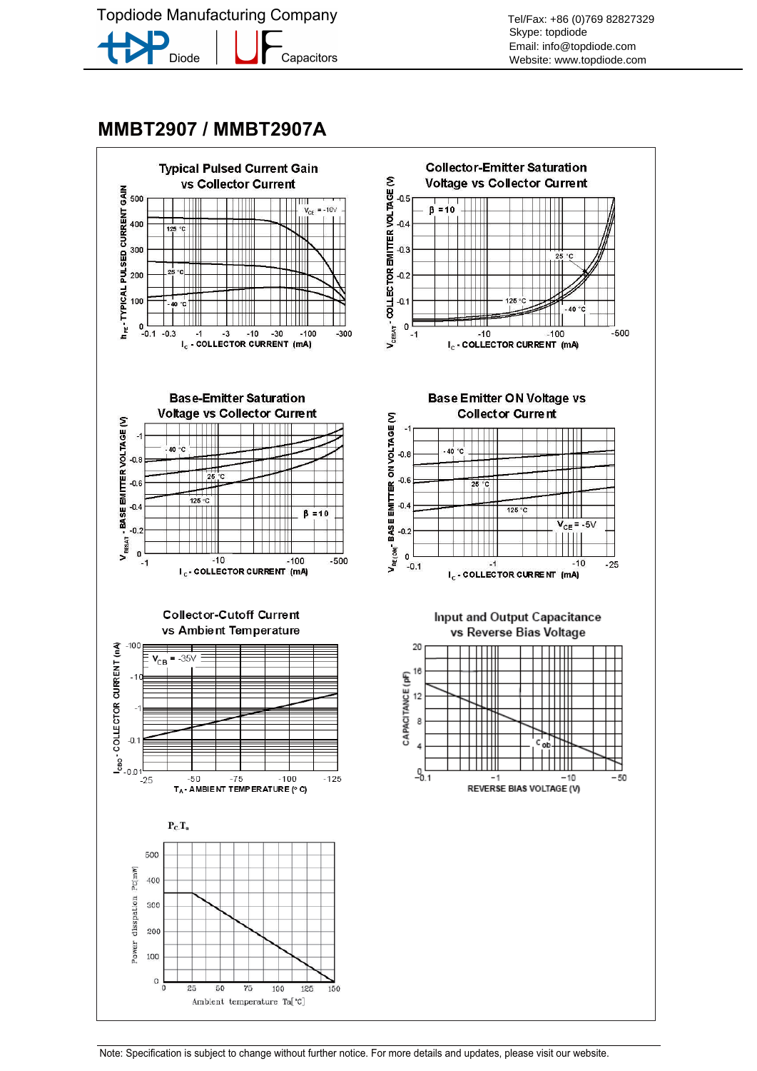# MMBT2907 / MMBT2907A

**Typical Pulsed Current Gain vs Collector Current**

$h_{FE}$ - TYPICAL PULSED CURRENT GAIN

500
400
300
200
100
0

$V_{CE}$ = -10V

125 °C

25 °C

- 40 °C

-0.1 -0.3 -1 -3 -10 -30 -100 -300

$I_C$ - COLLECTOR CURRENT (mA)

**Collector-Emitter Saturation Voltage vs Collector Current**

$V_{CESAT}$ - COLLECTOR EMITTER VOLTAGE (V)

-0.5
-0.4
-0.3
-0.2
-0.1
0

β = 10

25 °C

125 °C

- 40 °C

-1 -10 -100 -500

$I_C$ - COLLECTOR CURRENT (mA)

**Base-Emitter Saturation Voltage vs Collector Current**

$V_{BESAT}$ - BASE EMITTER VOLTAGE (V)

-1
-0.8
-0.6
-0.4
-0.2
0

- 40 °C

25 °C

125 °C

β = 10

-1 -10 -100 -500

$I_C$ - COLLECTOR CURRENT (mA)

**Base Emitter ON Voltage vs Collector Current**

$V_{BE(ON)}$ - BASE EMITTER ON VOLTAGE (V)

-1
-0.8
-0.6
-0.4
-0.2
0

- 40 °C

25 °C

125 °C

$V_{CE}$ = -5V

-0.1 -1 -10 -25

$I_C$ - COLLECTOR CURRENT (mA)

**Collector-Cutoff Current vs Ambient Temperature**

$I_{CBO}$ - COLLECTOR CURRENT (nA)

-100
-10
-1
-0.1
-0.01

$V_{CB}$ = -35V

-25 -50 -75 -100 -125

$T_A$ - AMBIENT TEMPERATURE (° C)

**Input and Output Capacitance vs Reverse Bias Voltage**

CAPACITANCE (pF)

20
16
12
8
4
0

$C_{ob}$

-0.1 -1 -10 -50

REVERSE BIAS VOLTAGE (V)

**$P_C$-$T_a$**

Power dissipation Pc[mW]

500
400
300
200
100
0

0 25 50 75 100 125 150

Ambient temperature Ta[°C]

Note: Specification is subject to change without further notice. For more details and updates, please visit our website.